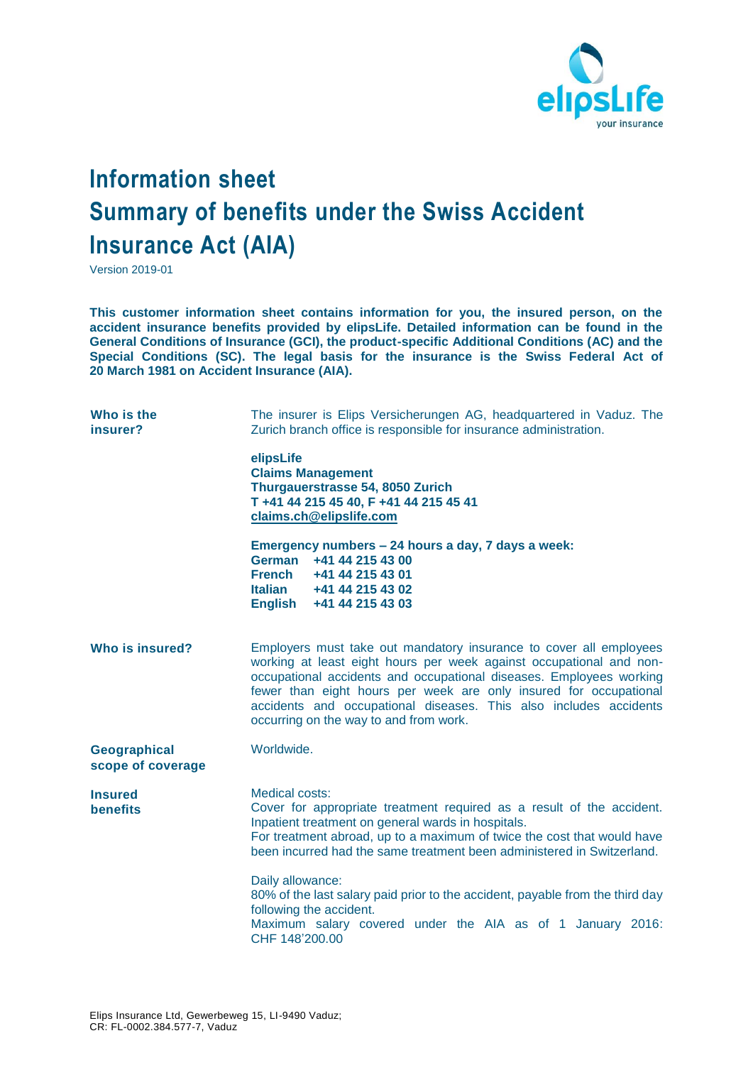# Information sheet
# Summary of benefits under the Swiss Accident Insurance Act (AIA)

Version 2019-01

**This customer information sheet contains information for you, the insured person, on the accident insurance benefits provided by elipsLife. Detailed information can be found in the General Conditions of Insurance (GCI), the product-specific Additional Conditions (AC) and the Special Conditions (SC). The legal basis for the insurance is the Swiss Federal Act of 20 March 1981 on Accident Insurance (AIA).**

**Who is the insurer?**

The insurer is Elips Versicherungen AG, headquartered in Vaduz. The Zurich branch office is responsible for insurance administration.

**elipsLife**
**Claims Management**
**Thurgauerstrasse 54, 8050 Zurich**
**T +41 44 215 45 40, F +41 44 215 45 41**
**claims.ch@elipslife.com**

**Emergency numbers – 24 hours a day, 7 days a week:**
**German +41 44 215 43 00**
**French +41 44 215 43 01**
**Italian +41 44 215 43 02**
**English +41 44 215 43 03**

**Who is insured?**

Employers must take out mandatory insurance to cover all employees working at least eight hours per week against occupational and non-occupational accidents and occupational diseases. Employees working fewer than eight hours per week are only insured for occupational accidents and occupational diseases. This also includes accidents occurring on the way to and from work.

**Geographical scope of coverage**

Worldwide.

**Insured benefits**

Medical costs:
Cover for appropriate treatment required as a result of the accident. Inpatient treatment on general wards in hospitals.
For treatment abroad, up to a maximum of twice the cost that would have been incurred had the same treatment been administered in Switzerland.

Daily allowance:
80% of the last salary paid prior to the accident, payable from the third day following the accident.
Maximum salary covered under the AIA as of 1 January 2016: CHF 148'200.00

Elips Insurance Ltd, Gewerbeweg 15, LI-9490 Vaduz;
CR: FL-0002.384.577-7, Vaduz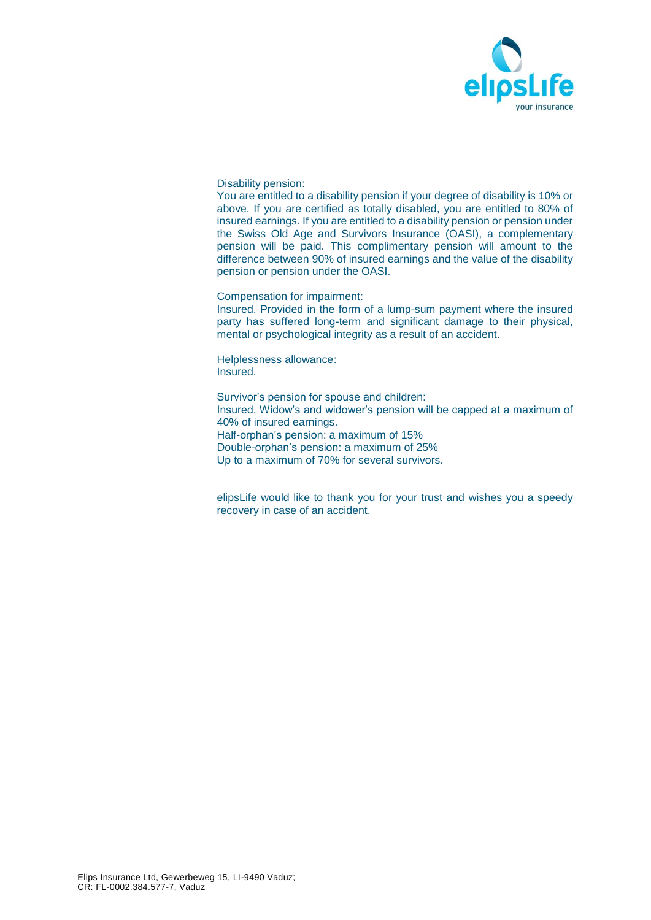Disability pension:
You are entitled to a disability pension if your degree of disability is 10% or above. If you are certified as totally disabled, you are entitled to 80% of insured earnings. If you are entitled to a disability pension or pension under the Swiss Old Age and Survivors Insurance (OASI), a complementary pension will be paid. This complimentary pension will amount to the difference between 90% of insured earnings and the value of the disability pension or pension under the OASI.

Compensation for impairment:
Insured. Provided in the form of a lump-sum payment where the insured party has suffered long-term and significant damage to their physical, mental or psychological integrity as a result of an accident.

Helplessness allowance:
Insured.

Survivor's pension for spouse and children:
Insured. Widow's and widower's pension will be capped at a maximum of 40% of insured earnings.
Half-orphan's pension: a maximum of 15%
Double-orphan's pension: a maximum of 25%
Up to a maximum of 70% for several survivors.

elipsLife would like to thank you for your trust and wishes you a speedy recovery in case of an accident.

Elips Insurance Ltd, Gewerbeweg 15, LI-9490 Vaduz;
CR: FL-0002.384.577-7, Vaduz